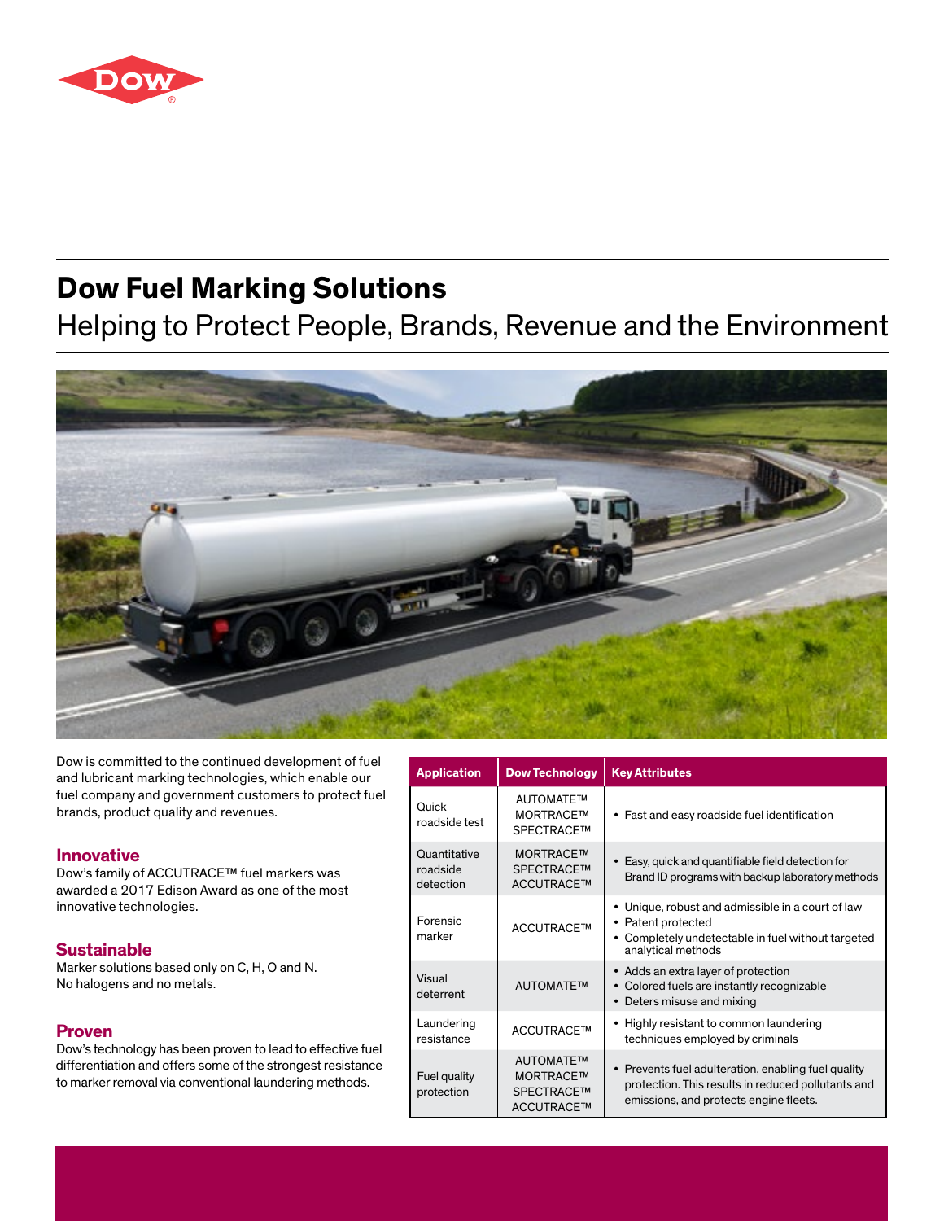# Dow Fuel Marking Solutions

## Helping to Protect People, Brands, Revenue and the Environment

Dow is committed to the continued development of fuel and lubricant marking technologies, which enable our fuel company and government customers to protect fuel brands, product quality and revenues.

### Innovative

Dow's family of ACCUTRACE™ fuel markers was awarded a 2017 Edison Award as one of the most innovative technologies.

### Sustainable

Marker solutions based only on C, H, O and N. No halogens and no metals.

### Proven

Dow's technology has been proven to lead to effective fuel differentiation and offers some of the strongest resistance to marker removal via conventional laundering methods.

| Application | Dow Technology | Key Attributes |
| --- | --- | --- |
| Quick roadside test | AUTOMATE™<br>MORTRACE™<br>SPECTRACE™ | • Fast and easy roadside fuel identification |
| Quantitative roadside detection | MORTRACE™<br>SPECTRACE™<br>ACCUTRACE™ | • Easy, quick and quantifiable field detection for Brand ID programs with backup laboratory methods |
| Forensic marker | ACCUTRACE™ | • Unique, robust and admissible in a court of law<br>• Patent protected<br>• Completely undetectable in fuel without targeted analytical methods |
| Visual deterrent | AUTOMATE™ | • Adds an extra layer of protection<br>• Colored fuels are instantly recognizable<br>• Deters misuse and mixing |
| Laundering resistance | ACCUTRACE™ | • Highly resistant to common laundering techniques employed by criminals |
| Fuel quality protection | AUTOMATE™<br>MORTRACE™<br>SPECTRACE™<br>ACCUTRACE™ | • Prevents fuel adulteration, enabling fuel quality protection. This results in reduced pollutants and emissions, and protects engine fleets. |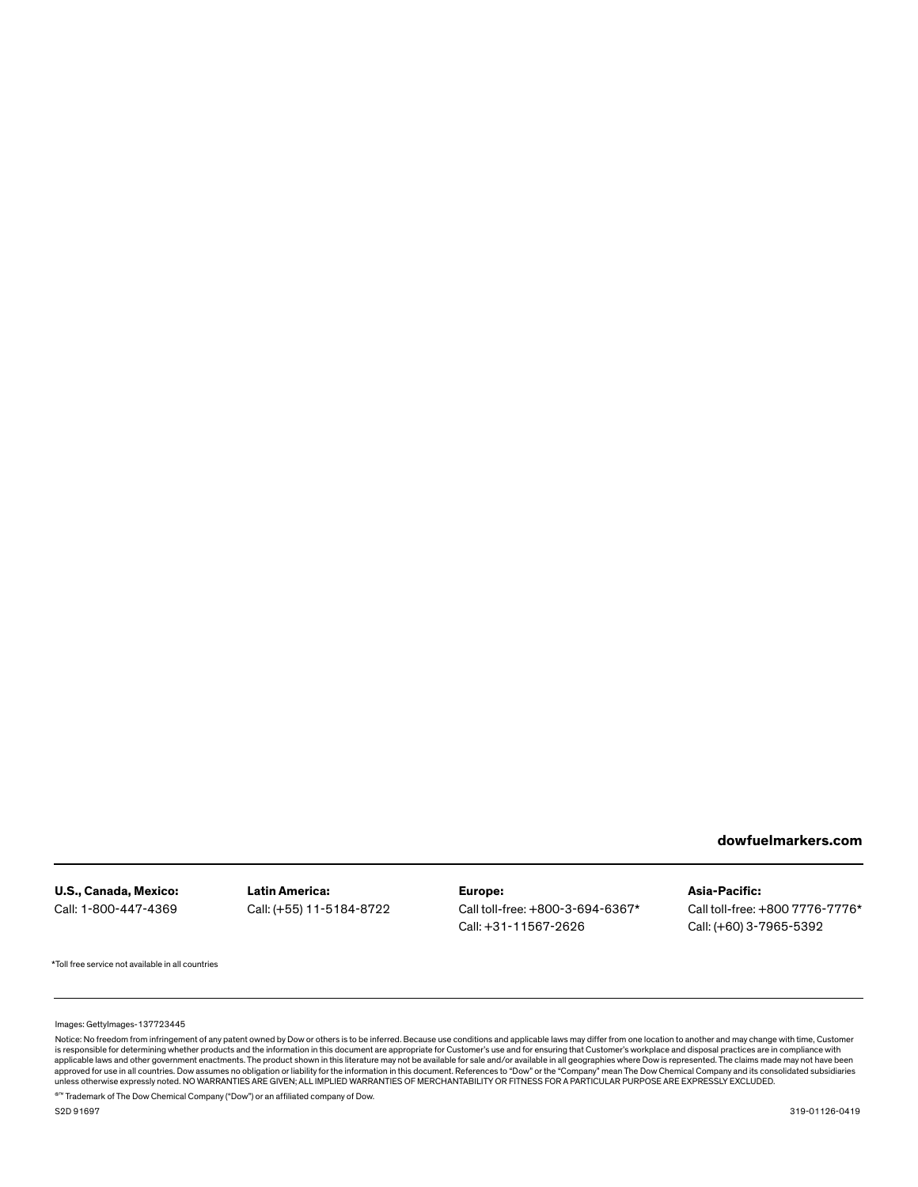dowfuelmarkers.com

**U.S., Canada, Mexico:**
Call: 1-800-447-4369

**Latin America:**
Call: (+55) 11-5184-8722

**Europe:**
Call toll-free: +800-3-694-6367*
Call: +31-11567-2626

**Asia-Pacific:**
Call toll-free: +800 7776-7776*
Call: (+60) 3-7965-5392

*Toll free service not available in all countries

Images: GettyImages-137723445

Notice: No freedom from infringement of any patent owned by Dow or others is to be inferred. Because use conditions and applicable laws may differ from one location to another and may change with time, Customer is responsible for determining whether products and the information in this document are appropriate for Customer's use and for ensuring that Customer's workplace and disposal practices are in compliance with applicable laws and other government enactments. The product shown in this literature may not be available for sale and/or available in all geographies where Dow is represented. The claims made may not have been approved for use in all countries. Dow assumes no obligation or liability for the information in this document. References to "Dow" or the "Company" mean The Dow Chemical Company and its consolidated subsidiaries unless otherwise expressly noted. NO WARRANTIES ARE GIVEN; ALL IMPLIED WARRANTIES OF MERCHANTABILITY OR FITNESS FOR A PARTICULAR PURPOSE ARE EXPRESSLY EXCLUDED.

®™ Trademark of The Dow Chemical Company ("Dow") or an affiliated company of Dow.

S2D 91697

319-01126-0419